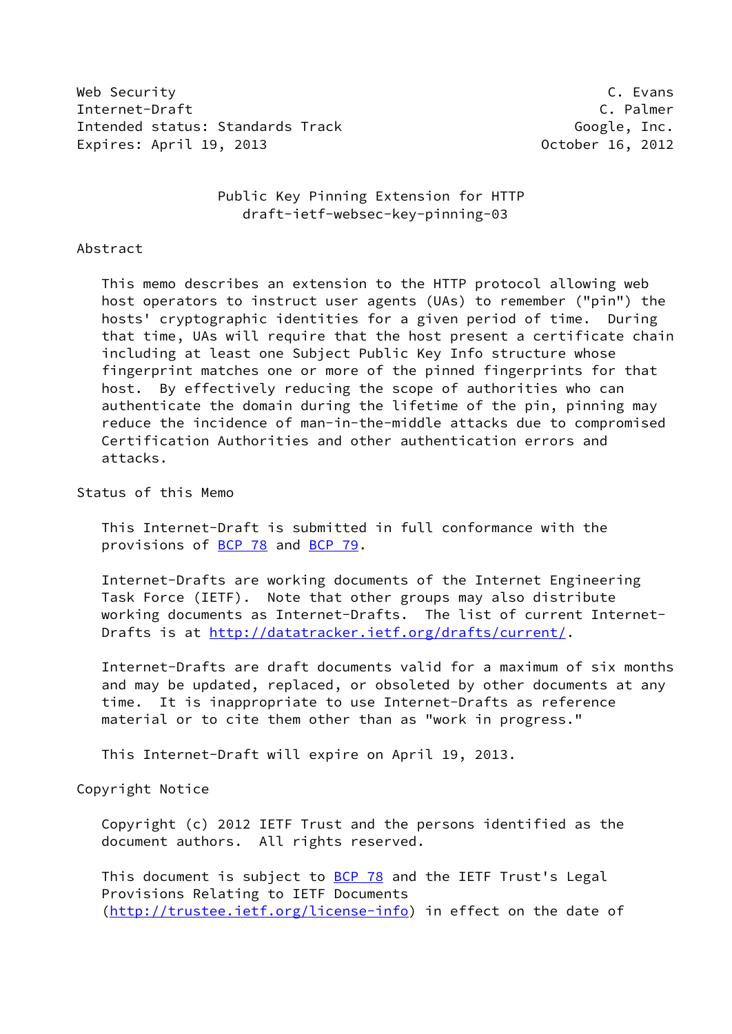Web Security C. Evans
Internet-Draft C. Palmer
Intended status: Standards Track Google, Inc.
Expires: April 19, 2013 October 16, 2012

# Public Key Pinning Extension for HTTP
## draft-ietf-websec-key-pinning-03

## Abstract

This memo describes an extension to the HTTP protocol allowing web host operators to instruct user agents (UAs) to remember ("pin") the hosts' cryptographic identities for a given period of time. During that time, UAs will require that the host present a certificate chain including at least one Subject Public Key Info structure whose fingerprint matches one or more of the pinned fingerprints for that host. By effectively reducing the scope of authorities who can authenticate the domain during the lifetime of the pin, pinning may reduce the incidence of man-in-the-middle attacks due to compromised Certification Authorities and other authentication errors and attacks.

## Status of this Memo

This Internet-Draft is submitted in full conformance with the provisions of BCP 78 and BCP 79.

Internet-Drafts are working documents of the Internet Engineering Task Force (IETF). Note that other groups may also distribute working documents as Internet-Drafts. The list of current Internet-Drafts is at http://datatracker.ietf.org/drafts/current/.

Internet-Drafts are draft documents valid for a maximum of six months and may be updated, replaced, or obsoleted by other documents at any time. It is inappropriate to use Internet-Drafts as reference material or to cite them other than as "work in progress."

This Internet-Draft will expire on April 19, 2013.

## Copyright Notice

Copyright (c) 2012 IETF Trust and the persons identified as the document authors. All rights reserved.

This document is subject to BCP 78 and the IETF Trust's Legal Provisions Relating to IETF Documents (http://trustee.ietf.org/license-info) in effect on the date of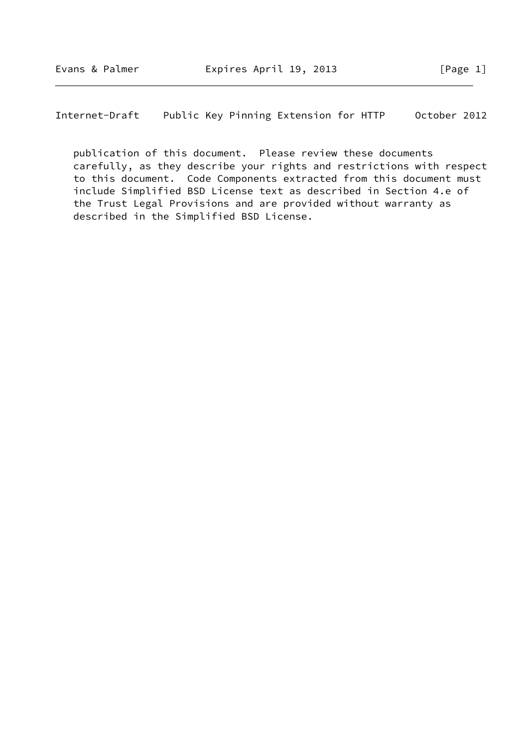publication of this document. Please review these documents carefully, as they describe your rights and restrictions with respect to this document. Code Components extracted from this document must include Simplified BSD License text as described in Section 4.e of the Trust Legal Provisions and are provided without warranty as described in the Simplified BSD License.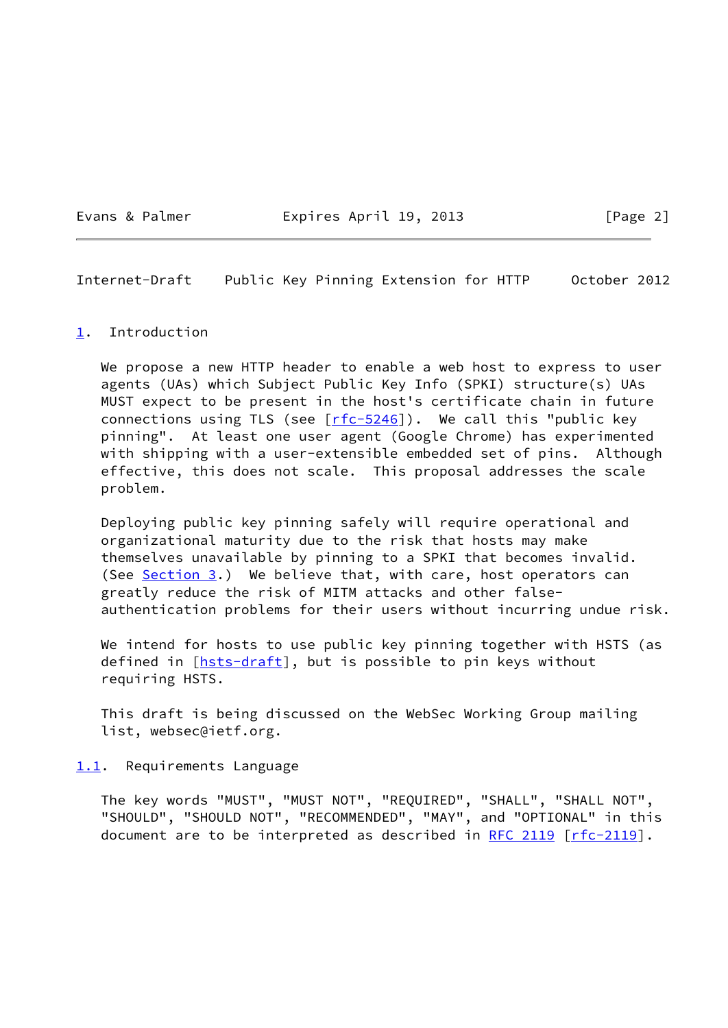## 1. Introduction

We propose a new HTTP header to enable a web host to express to user agents (UAs) which Subject Public Key Info (SPKI) structure(s) UAs MUST expect to be present in the host's certificate chain in future connections using TLS (see [rfc-5246]). We call this "public key pinning". At least one user agent (Google Chrome) has experimented with shipping with a user-extensible embedded set of pins. Although effective, this does not scale. This proposal addresses the scale problem.

Deploying public key pinning safely will require operational and organizational maturity due to the risk that hosts may make themselves unavailable by pinning to a SPKI that becomes invalid. (See Section 3.) We believe that, with care, host operators can greatly reduce the risk of MITM attacks and other false-authentication problems for their users without incurring undue risk.

We intend for hosts to use public key pinning together with HSTS (as defined in [hsts-draft], but is possible to pin keys without requiring HSTS.

This draft is being discussed on the WebSec Working Group mailing list, websec@ietf.org.

### 1.1. Requirements Language

The key words "MUST", "MUST NOT", "REQUIRED", "SHALL", "SHALL NOT", "SHOULD", "SHOULD NOT", "RECOMMENDED", "MAY", and "OPTIONAL" in this document are to be interpreted as described in RFC 2119 [rfc-2119].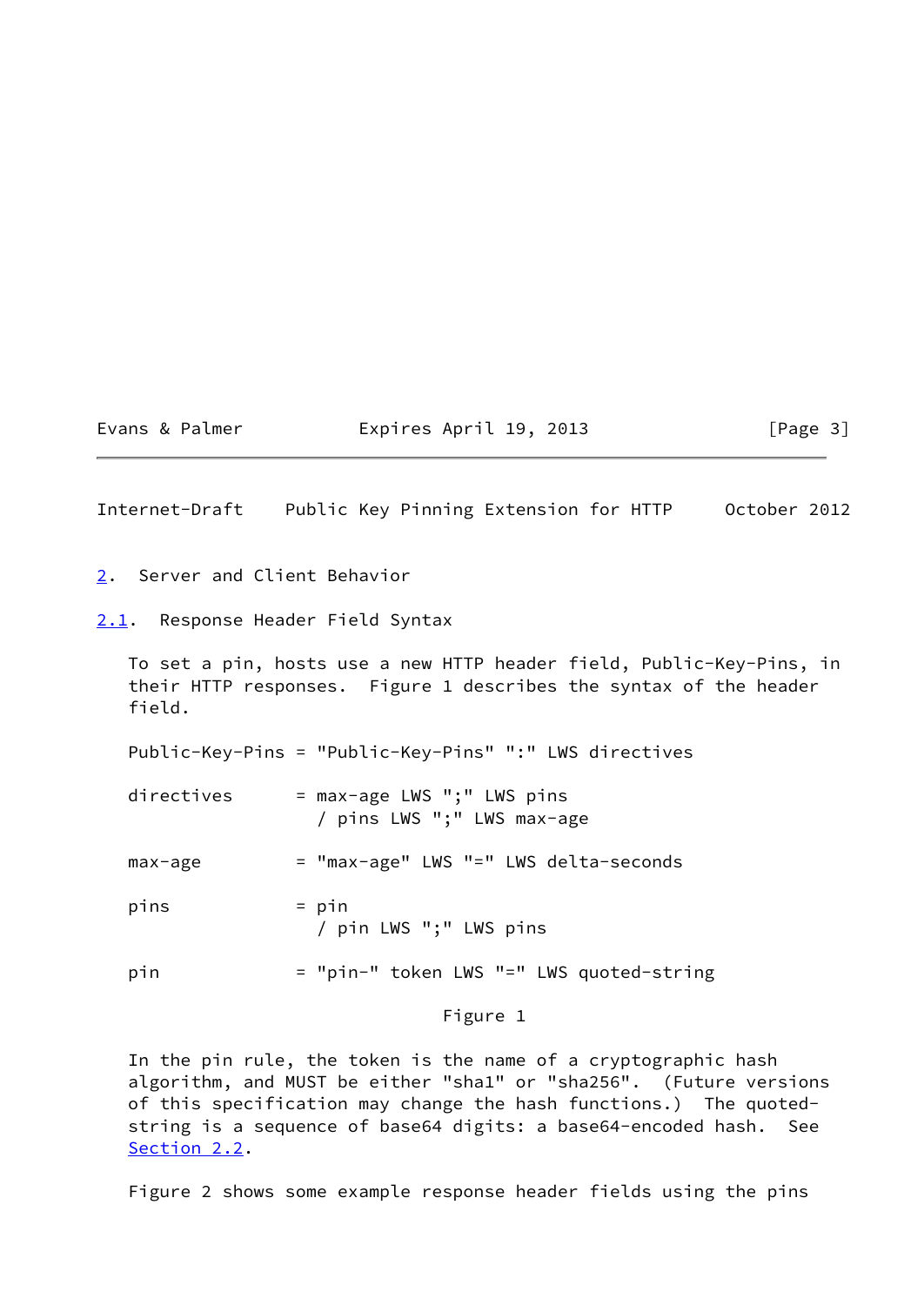## 2. Server and Client Behavior

### 2.1. Response Header Field Syntax

To set a pin, hosts use a new HTTP header field, Public-Key-Pins, in their HTTP responses. Figure 1 describes the syntax of the header field.

```
Public-Key-Pins = "Public-Key-Pins" ":" LWS directives

directives      = max-age LWS ";" LWS pins
                  / pins LWS ";" LWS max-age

max-age         = "max-age" LWS "=" LWS delta-seconds

pins            = pin
                  / pin LWS ";" LWS pins

pin             = "pin-" token LWS "=" LWS quoted-string
```

Figure 1

In the pin rule, the token is the name of a cryptographic hash algorithm, and MUST be either "sha1" or "sha256". (Future versions of this specification may change the hash functions.) The quoted-string is a sequence of base64 digits: a base64-encoded hash. See Section 2.2.

Figure 2 shows some example response header fields using the pins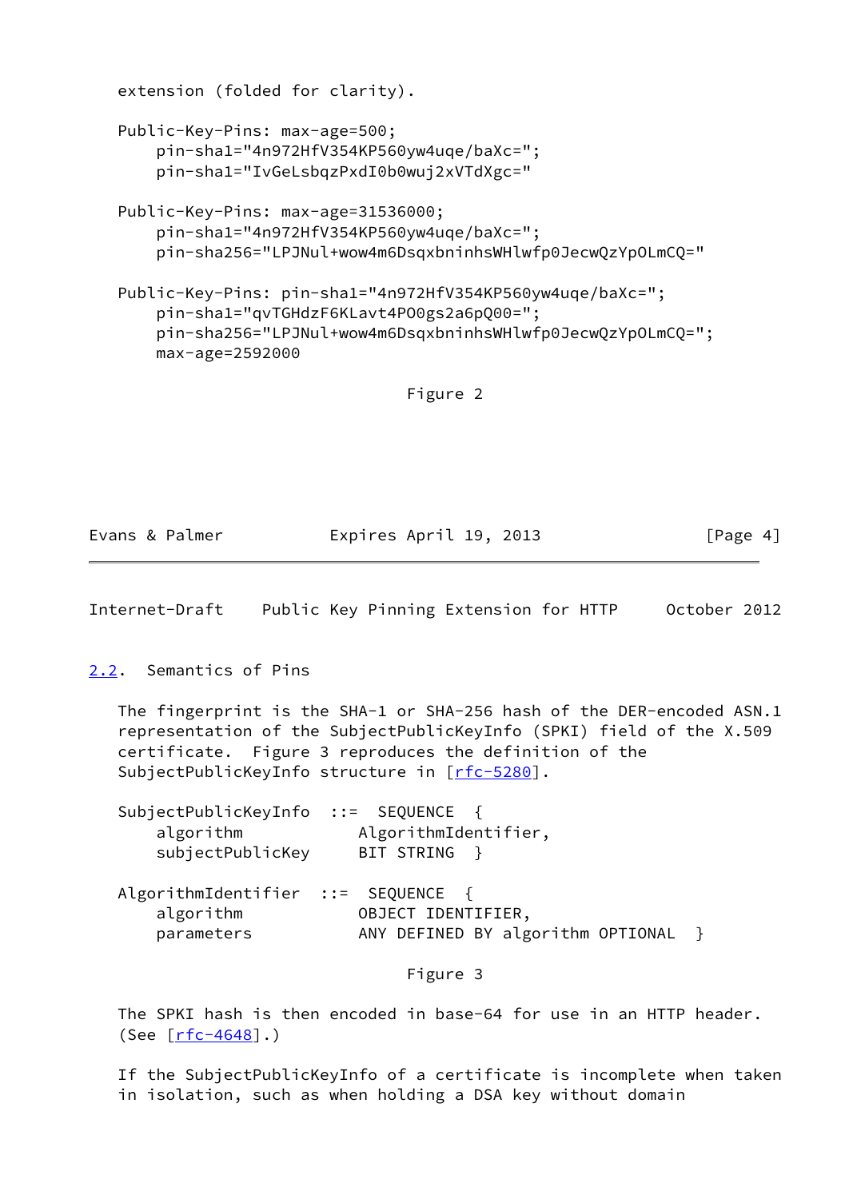extension (folded for clarity).

```
Public-Key-Pins: max-age=500;
    pin-sha1="4n972HfV354KP560yw4uqe/baXc=";
    pin-sha1="IvGeLsbqzPxdI0b0wuj2xVTdXgc="

Public-Key-Pins: max-age=31536000;
    pin-sha1="4n972HfV354KP560yw4uqe/baXc=";
    pin-sha256="LPJNul+wow4m6DsqxbninhsWHlwfp0JecwQzYpOLmCQ="

Public-Key-Pins: pin-sha1="4n972HfV354KP560yw4uqe/baXc=";
    pin-sha1="qvTGHdzF6KLavt4PO0gs2a6pQ00=";
    pin-sha256="LPJNul+wow4m6DsqxbninhsWHlwfp0JecwQzYpOLmCQ=";
    max-age=2592000
```

Figure 2

## 2.2. Semantics of Pins

The fingerprint is the SHA-1 or SHA-256 hash of the DER-encoded ASN.1 representation of the SubjectPublicKeyInfo (SPKI) field of the X.509 certificate. Figure 3 reproduces the definition of the SubjectPublicKeyInfo structure in [rfc-5280].

```
SubjectPublicKeyInfo  ::=  SEQUENCE  {
    algorithm            AlgorithmIdentifier,
    subjectPublicKey     BIT STRING  }

AlgorithmIdentifier  ::=  SEQUENCE  {
    algorithm            OBJECT IDENTIFIER,
    parameters           ANY DEFINED BY algorithm OPTIONAL  }
```

Figure 3

The SPKI hash is then encoded in base-64 for use in an HTTP header. (See [rfc-4648].)

If the SubjectPublicKeyInfo of a certificate is incomplete when taken in isolation, such as when holding a DSA key without domain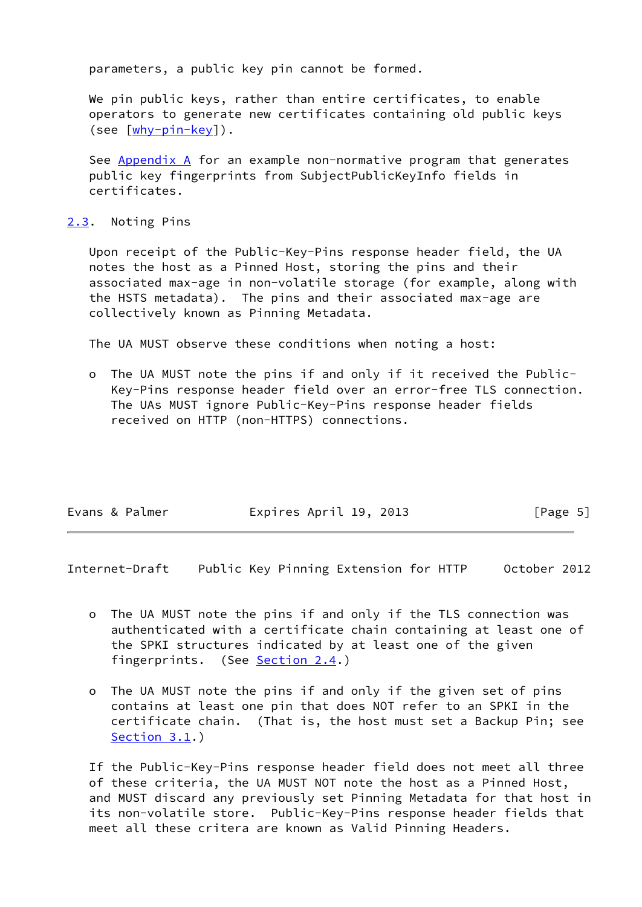parameters, a public key pin cannot be formed.

We pin public keys, rather than entire certificates, to enable operators to generate new certificates containing old public keys (see [why-pin-key]).

See Appendix A for an example non-normative program that generates public key fingerprints from SubjectPublicKeyInfo fields in certificates.

## 2.3. Noting Pins

Upon receipt of the Public-Key-Pins response header field, the UA notes the host as a Pinned Host, storing the pins and their associated max-age in non-volatile storage (for example, along with the HSTS metadata). The pins and their associated max-age are collectively known as Pinning Metadata.

The UA MUST observe these conditions when noting a host:

- The UA MUST note the pins if and only if it received the Public-Key-Pins response header field over an error-free TLS connection. The UAs MUST ignore Public-Key-Pins response header fields received on HTTP (non-HTTPS) connections.

- The UA MUST note the pins if and only if the TLS connection was authenticated with a certificate chain containing at least one of the SPKI structures indicated by at least one of the given fingerprints. (See Section 2.4.)

- The UA MUST note the pins if and only if the given set of pins contains at least one pin that does NOT refer to an SPKI in the certificate chain. (That is, the host must set a Backup Pin; see Section 3.1.)

If the Public-Key-Pins response header field does not meet all three of these criteria, the UA MUST NOT note the host as a Pinned Host, and MUST discard any previously set Pinning Metadata for that host in its non-volatile store. Public-Key-Pins response header fields that meet all these critera are known as Valid Pinning Headers.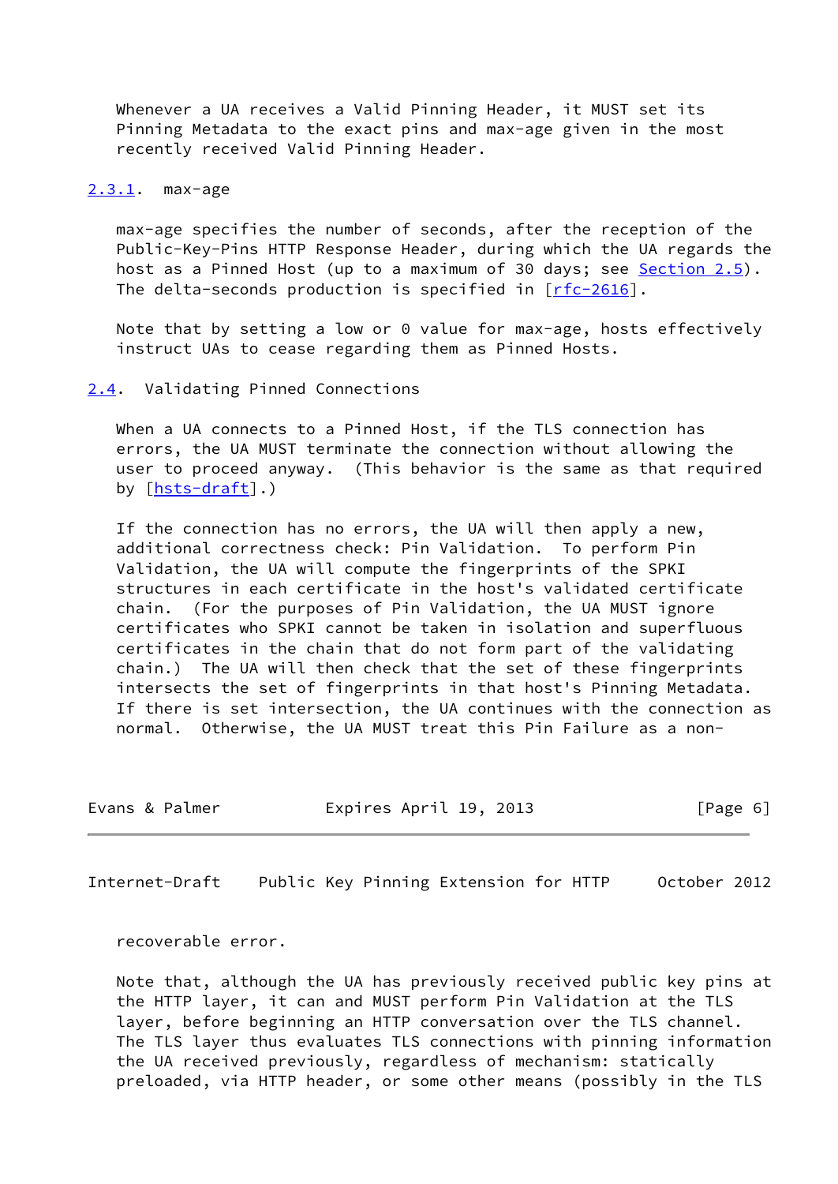Whenever a UA receives a Valid Pinning Header, it MUST set its Pinning Metadata to the exact pins and max-age given in the most recently received Valid Pinning Header.

### 2.3.1. max-age

max-age specifies the number of seconds, after the reception of the Public-Key-Pins HTTP Response Header, during which the UA regards the host as a Pinned Host (up to a maximum of 30 days; see Section 2.5). The delta-seconds production is specified in [rfc-2616].

Note that by setting a low or 0 value for max-age, hosts effectively instruct UAs to cease regarding them as Pinned Hosts.

## 2.4. Validating Pinned Connections

When a UA connects to a Pinned Host, if the TLS connection has errors, the UA MUST terminate the connection without allowing the user to proceed anyway. (This behavior is the same as that required by [hsts-draft].)

If the connection has no errors, the UA will then apply a new, additional correctness check: Pin Validation. To perform Pin Validation, the UA will compute the fingerprints of the SPKI structures in each certificate in the host's validated certificate chain. (For the purposes of Pin Validation, the UA MUST ignore certificates who SPKI cannot be taken in isolation and superfluous certificates in the chain that do not form part of the validating chain.) The UA will then check that the set of these fingerprints intersects the set of fingerprints in that host's Pinning Metadata. If there is set intersection, the UA continues with the connection as normal. Otherwise, the UA MUST treat this Pin Failure as a non-recoverable error.

Note that, although the UA has previously received public key pins at the HTTP layer, it can and MUST perform Pin Validation at the TLS layer, before beginning an HTTP conversation over the TLS channel. The TLS layer thus evaluates TLS connections with pinning information the UA received previously, regardless of mechanism: statically preloaded, via HTTP header, or some other means (possibly in the TLS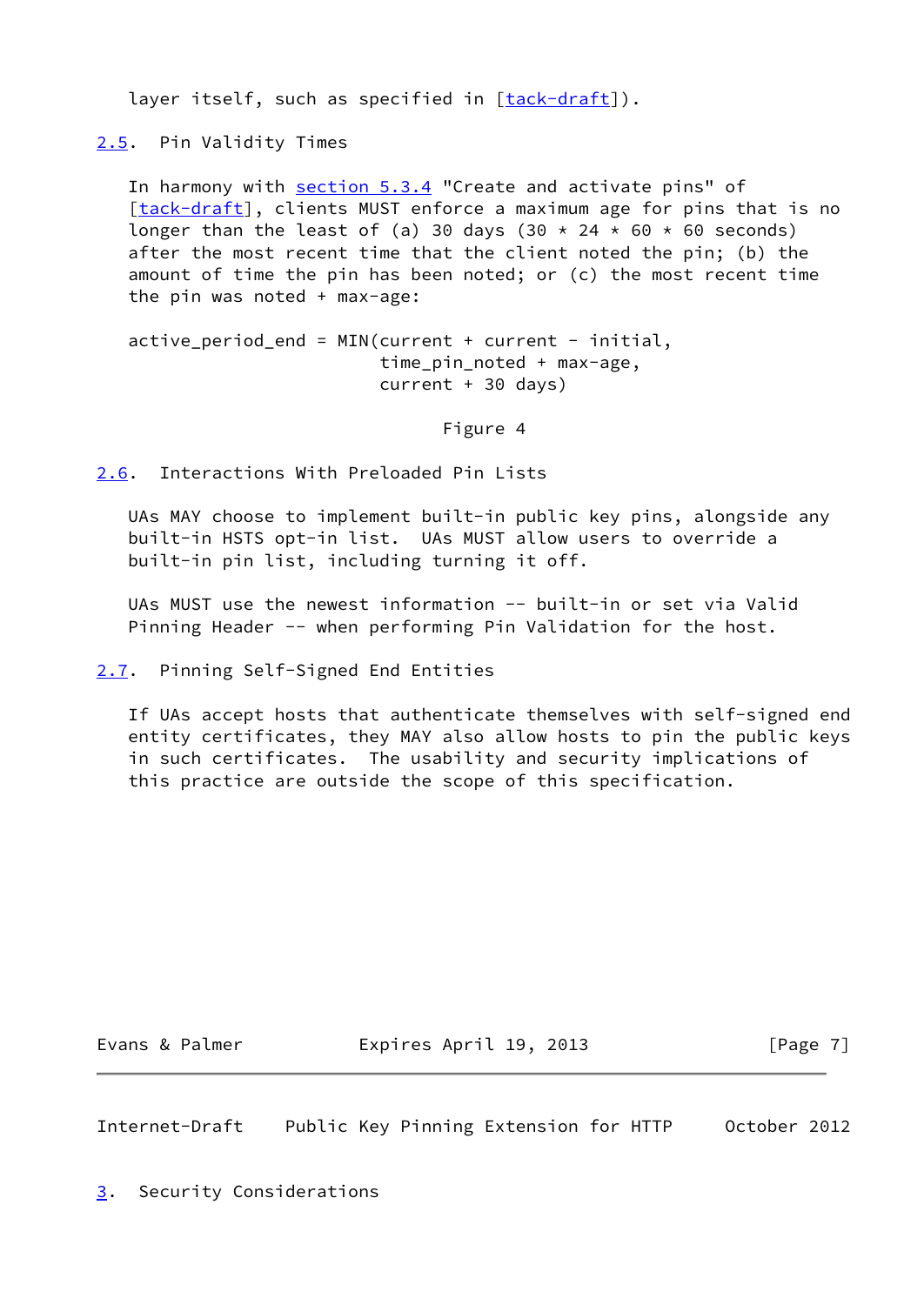layer itself, such as specified in [tack-draft]).

## 2.5. Pin Validity Times

In harmony with section 5.3.4 "Create and activate pins" of [tack-draft], clients MUST enforce a maximum age for pins that is no longer than the least of (a) 30 days (30 * 24 * 60 * 60 seconds) after the most recent time that the client noted the pin; (b) the amount of time the pin has been noted; or (c) the most recent time the pin was noted + max-age:

```
active_period_end = MIN(current + current - initial,
                        time_pin_noted + max-age,
                        current + 30 days)
```

Figure 4

## 2.6. Interactions With Preloaded Pin Lists

UAs MAY choose to implement built-in public key pins, alongside any built-in HSTS opt-in list. UAs MUST allow users to override a built-in pin list, including turning it off.

UAs MUST use the newest information -- built-in or set via Valid Pinning Header -- when performing Pin Validation for the host.

## 2.7. Pinning Self-Signed End Entities

If UAs accept hosts that authenticate themselves with self-signed end entity certificates, they MAY also allow hosts to pin the public keys in such certificates. The usability and security implications of this practice are outside the scope of this specification.

# 3. Security Considerations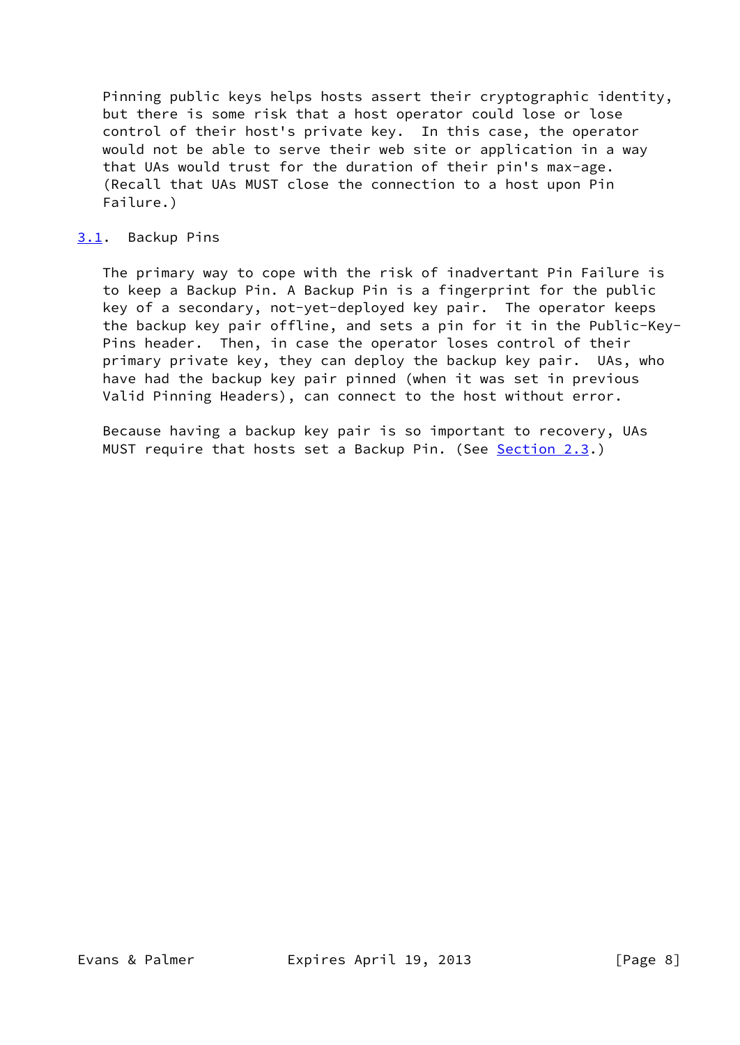Pinning public keys helps hosts assert their cryptographic identity, but there is some risk that a host operator could lose or lose control of their host's private key. In this case, the operator would not be able to serve their web site or application in a way that UAs would trust for the duration of their pin's max-age. (Recall that UAs MUST close the connection to a host upon Pin Failure.)

## 3.1. Backup Pins

The primary way to cope with the risk of inadvertant Pin Failure is to keep a Backup Pin. A Backup Pin is a fingerprint for the public key of a secondary, not-yet-deployed key pair. The operator keeps the backup key pair offline, and sets a pin for it in the Public-Key-Pins header. Then, in case the operator loses control of their primary private key, they can deploy the backup key pair. UAs, who have had the backup key pair pinned (when it was set in previous Valid Pinning Headers), can connect to the host without error.

Because having a backup key pair is so important to recovery, UAs MUST require that hosts set a Backup Pin. (See Section 2.3.)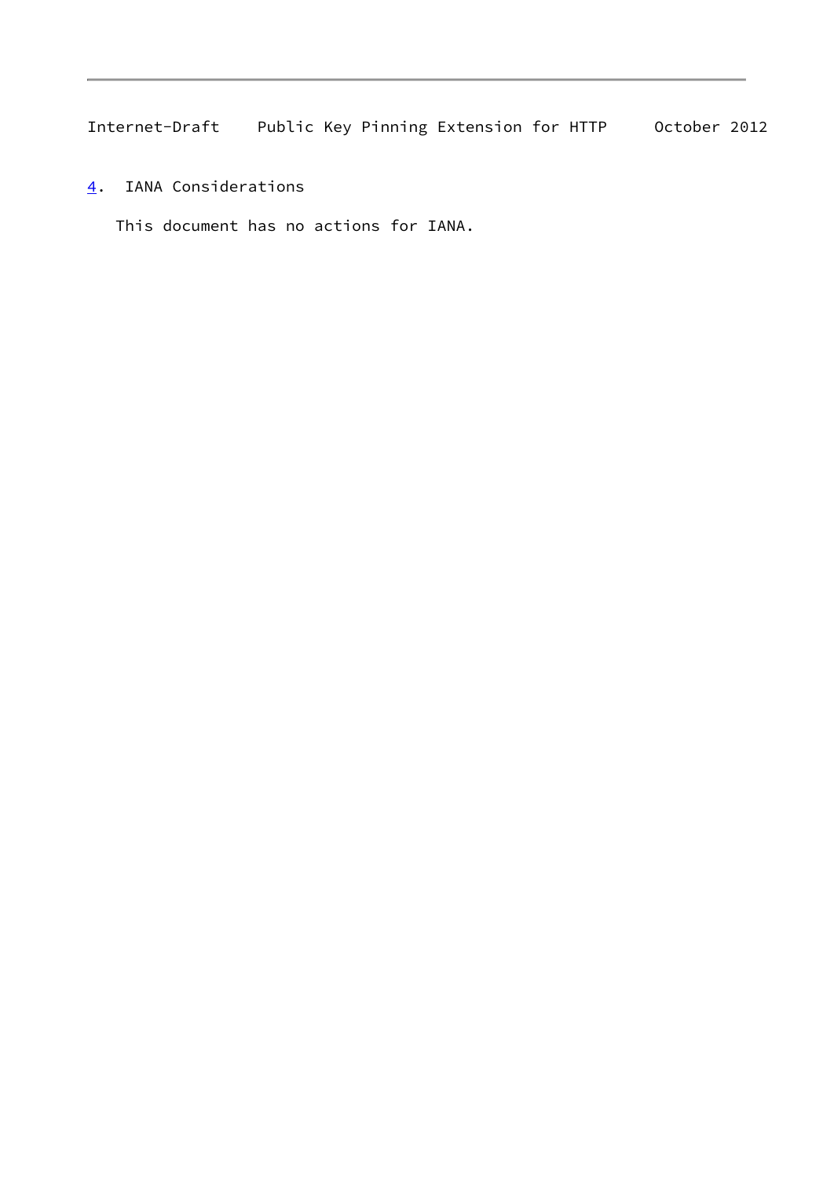## 4. IANA Considerations

This document has no actions for IANA.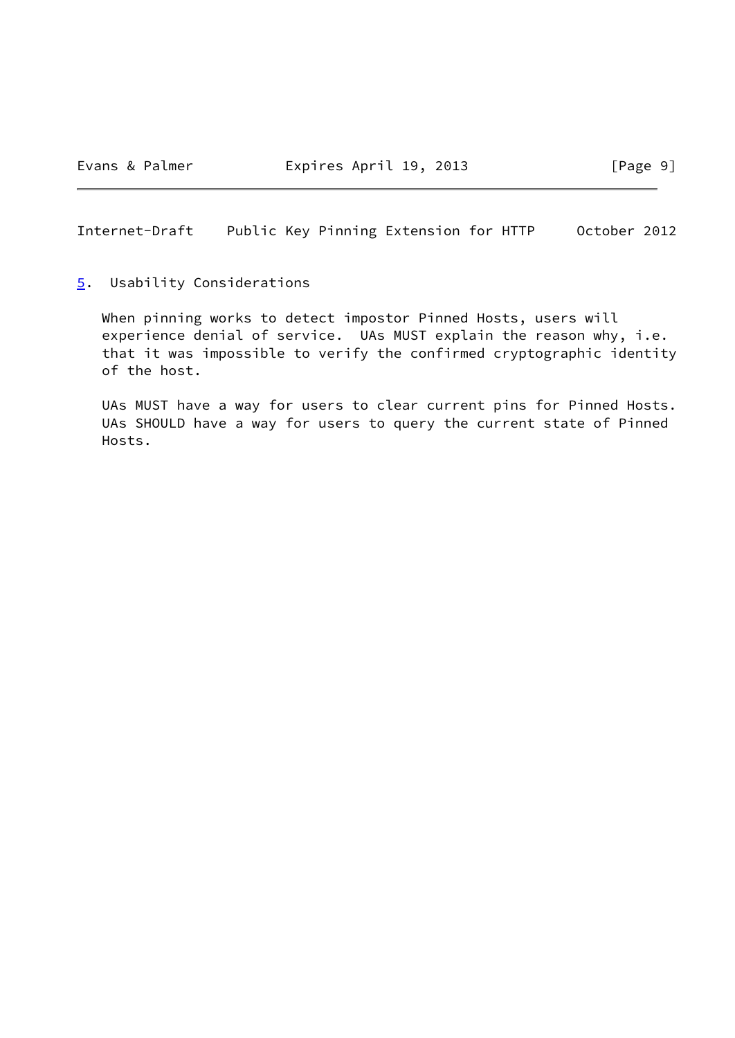## 5. Usability Considerations

When pinning works to detect impostor Pinned Hosts, users will experience denial of service. UAs MUST explain the reason why, i.e. that it was impossible to verify the confirmed cryptographic identity of the host.

UAs MUST have a way for users to clear current pins for Pinned Hosts. UAs SHOULD have a way for users to query the current state of Pinned Hosts.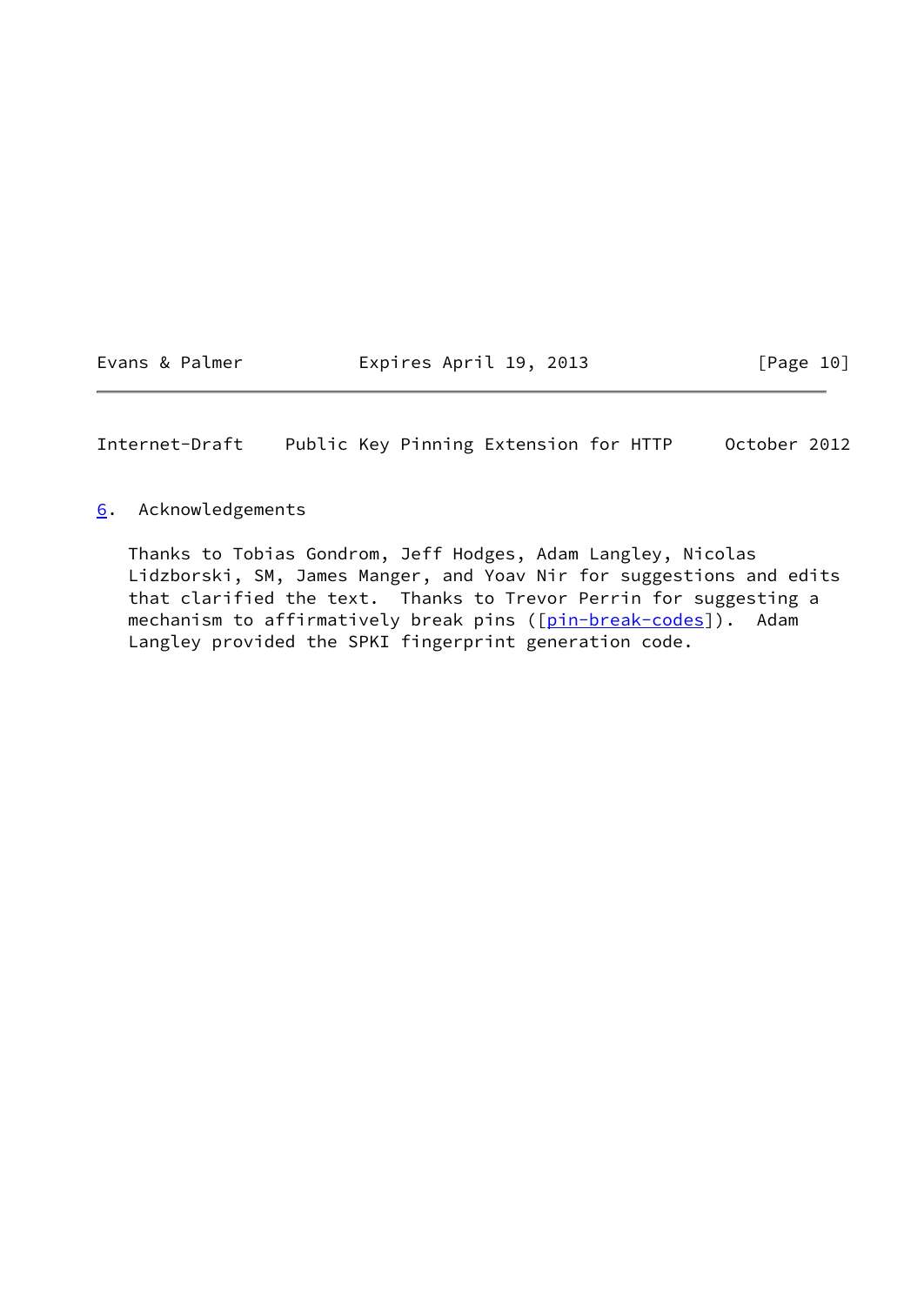## 6. Acknowledgements

Thanks to Tobias Gondrom, Jeff Hodges, Adam Langley, Nicolas Lidzborski, SM, James Manger, and Yoav Nir for suggestions and edits that clarified the text. Thanks to Trevor Perrin for suggesting a mechanism to affirmatively break pins ([pin-break-codes]). Adam Langley provided the SPKI fingerprint generation code.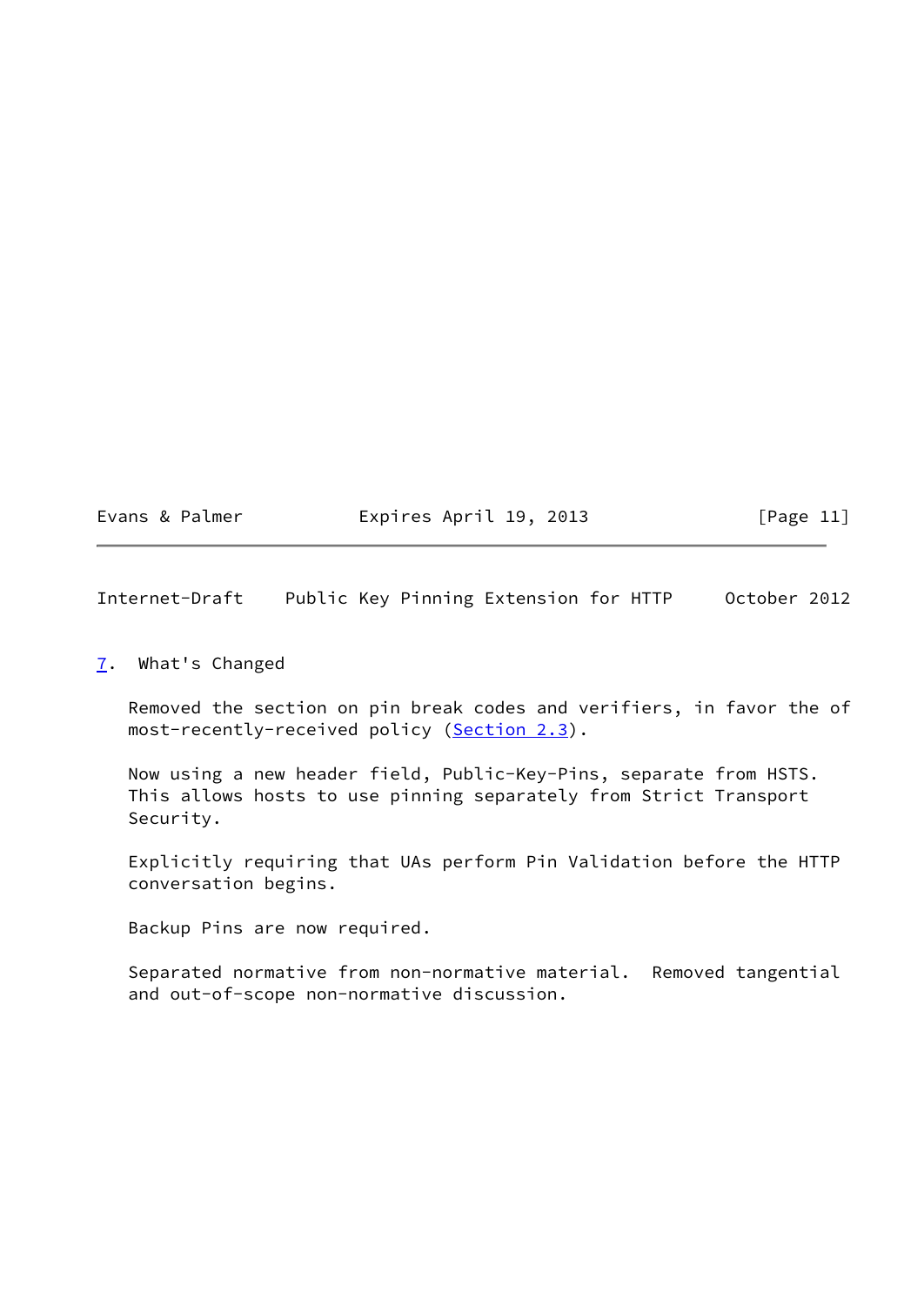## 7. What's Changed

Removed the section on pin break codes and verifiers, in favor the of most-recently-received policy (Section 2.3).

Now using a new header field, Public-Key-Pins, separate from HSTS. This allows hosts to use pinning separately from Strict Transport Security.

Explicitly requiring that UAs perform Pin Validation before the HTTP conversation begins.

Backup Pins are now required.

Separated normative from non-normative material. Removed tangential and out-of-scope non-normative discussion.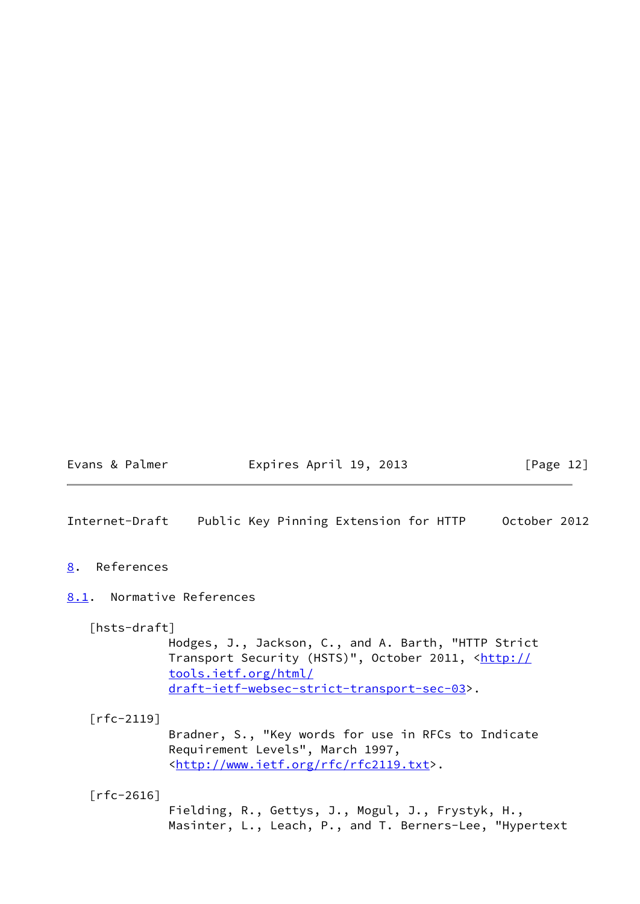## 8. References

### 8.1. Normative References

[hsts-draft]
Hodges, J., Jackson, C., and A. Barth, "HTTP Strict Transport Security (HSTS)", October 2011, <http://tools.ietf.org/html/draft-ietf-websec-strict-transport-sec-03>.

[rfc-2119]
Bradner, S., "Key words for use in RFCs to Indicate Requirement Levels", March 1997, <http://www.ietf.org/rfc/rfc2119.txt>.

[rfc-2616]
Fielding, R., Gettys, J., Mogul, J., Frystyk, H., Masinter, L., Leach, P., and T. Berners-Lee, "Hypertext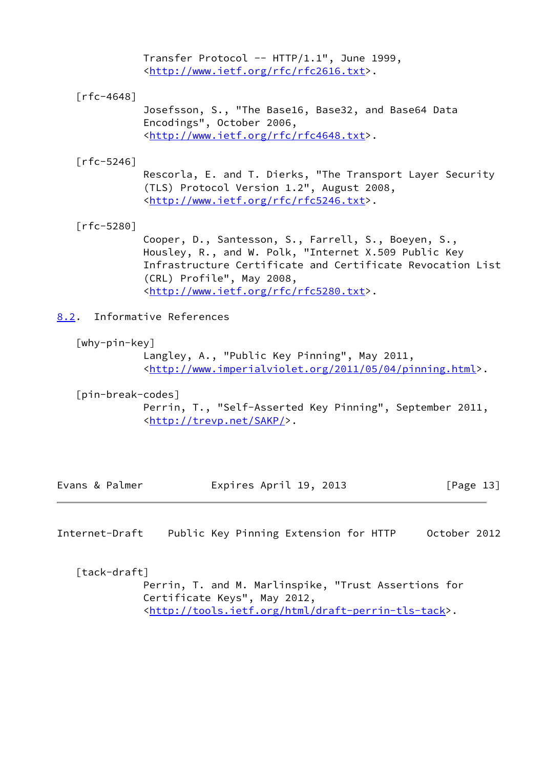Transfer Protocol -- HTTP/1.1", June 1999, <http://www.ietf.org/rfc/rfc2616.txt>.

[rfc-4648]
Josefsson, S., "The Base16, Base32, and Base64 Data Encodings", October 2006, <http://www.ietf.org/rfc/rfc4648.txt>.

[rfc-5246]
Rescorla, E. and T. Dierks, "The Transport Layer Security (TLS) Protocol Version 1.2", August 2008, <http://www.ietf.org/rfc/rfc5246.txt>.

[rfc-5280]
Cooper, D., Santesson, S., Farrell, S., Boeyen, S., Housley, R., and W. Polk, "Internet X.509 Public Key Infrastructure Certificate and Certificate Revocation List (CRL) Profile", May 2008, <http://www.ietf.org/rfc/rfc5280.txt>.

## 8.2. Informative References

[why-pin-key]
Langley, A., "Public Key Pinning", May 2011, <http://www.imperialviolet.org/2011/05/04/pinning.html>.

[pin-break-codes]
Perrin, T., "Self-Asserted Key Pinning", September 2011, <http://trevp.net/SAKP/>.

[tack-draft]
Perrin, T. and M. Marlinspike, "Trust Assertions for Certificate Keys", May 2012, <http://tools.ietf.org/html/draft-perrin-tls-tack>.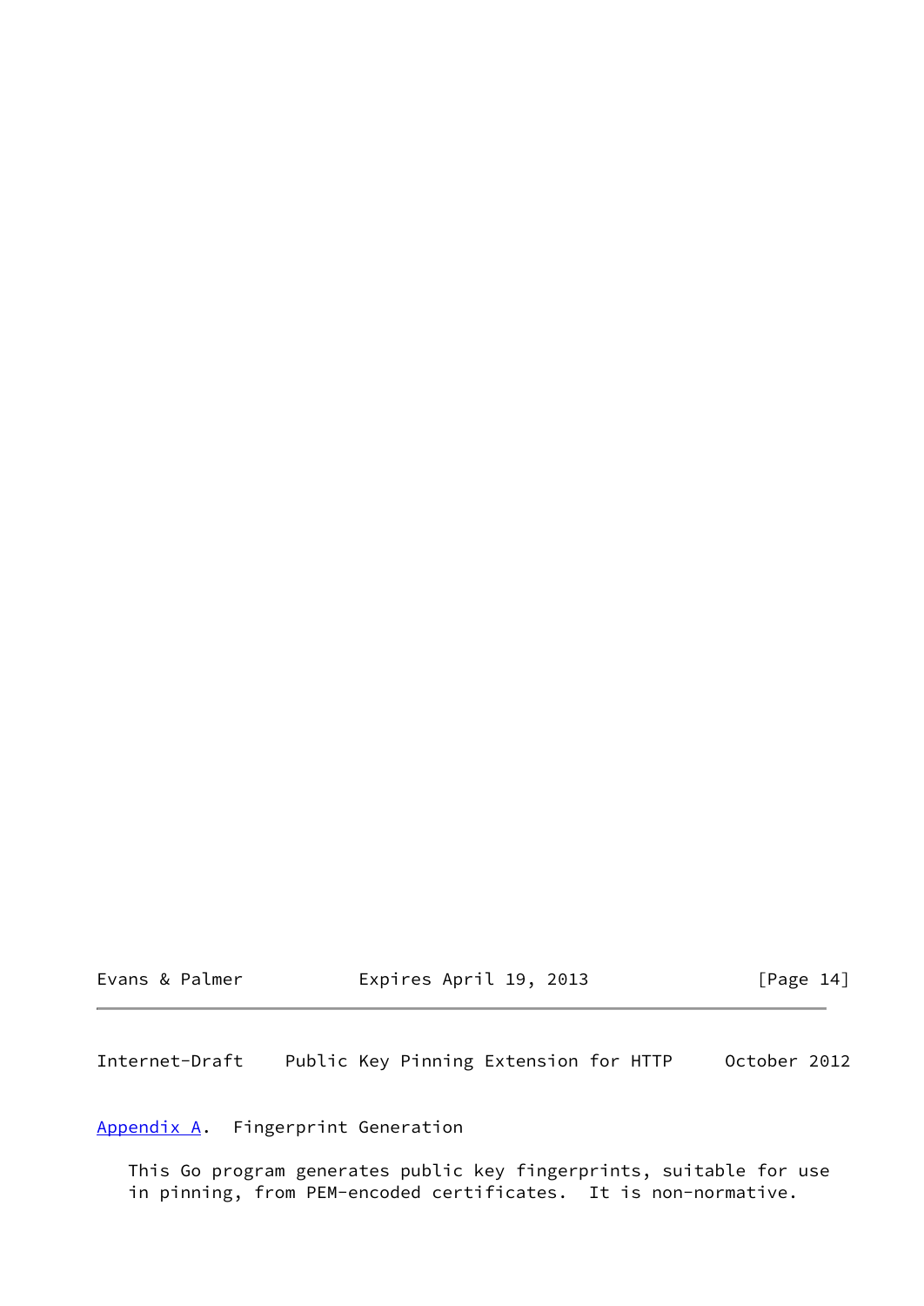## Appendix A. Fingerprint Generation

This Go program generates public key fingerprints, suitable for use in pinning, from PEM-encoded certificates. It is non-normative.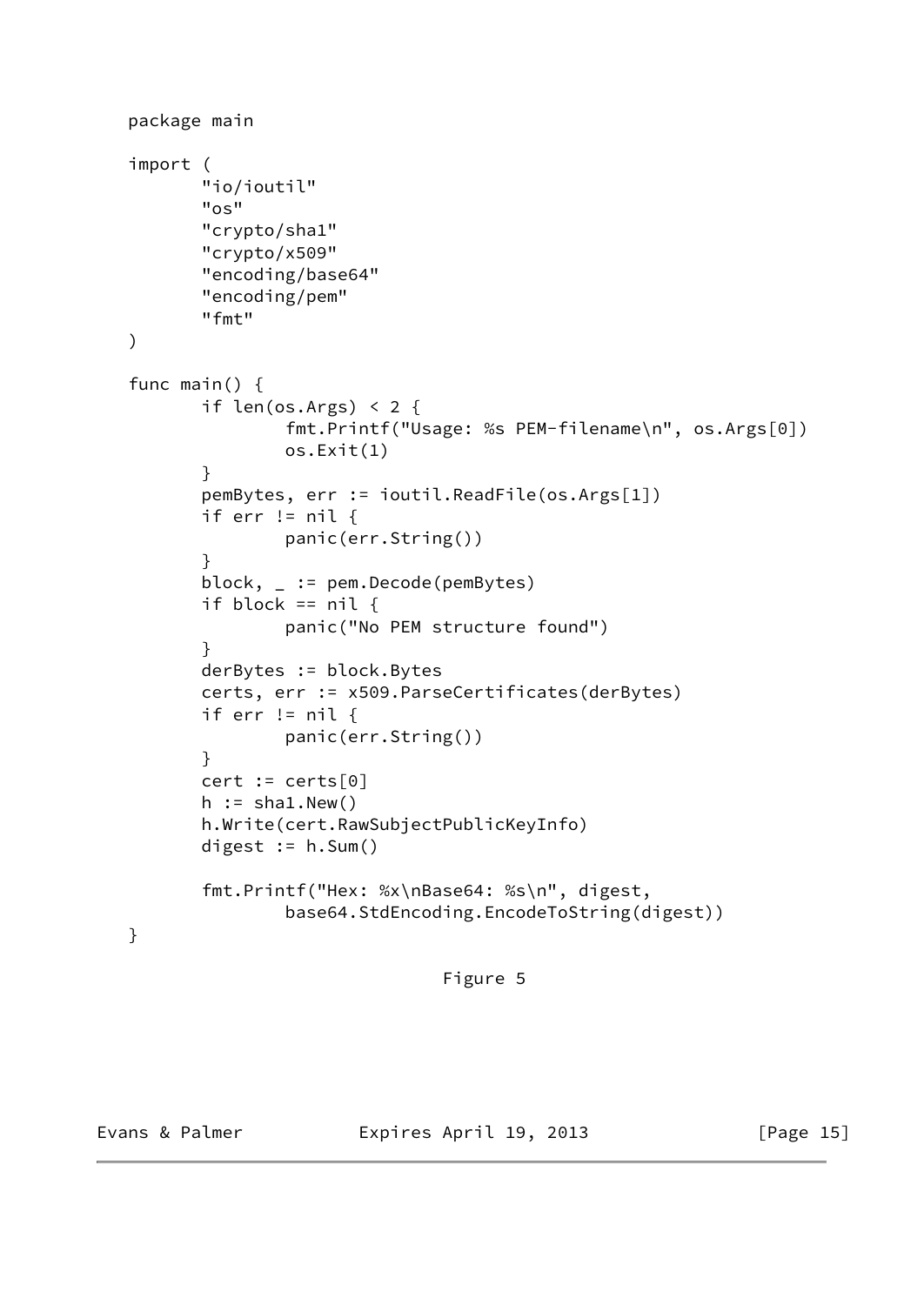```go
package main

import (
        "io/ioutil"
        "os"
        "crypto/sha1"
        "crypto/x509"
        "encoding/base64"
        "encoding/pem"
        "fmt"
)

func main() {
        if len(os.Args) < 2 {
                fmt.Printf("Usage: %s PEM-filename\n", os.Args[0])
                os.Exit(1)
        }
        pemBytes, err := ioutil.ReadFile(os.Args[1])
        if err != nil {
                panic(err.String())
        }
        block, _ := pem.Decode(pemBytes)
        if block == nil {
                panic("No PEM structure found")
        }
        derBytes := block.Bytes
        certs, err := x509.ParseCertificates(derBytes)
        if err != nil {
                panic(err.String())
        }
        cert := certs[0]
        h := sha1.New()
        h.Write(cert.RawSubjectPublicKeyInfo)
        digest := h.Sum()

        fmt.Printf("Hex: %x\nBase64: %s\n", digest,
                base64.StdEncoding.EncodeToString(digest))
}
```

Figure 5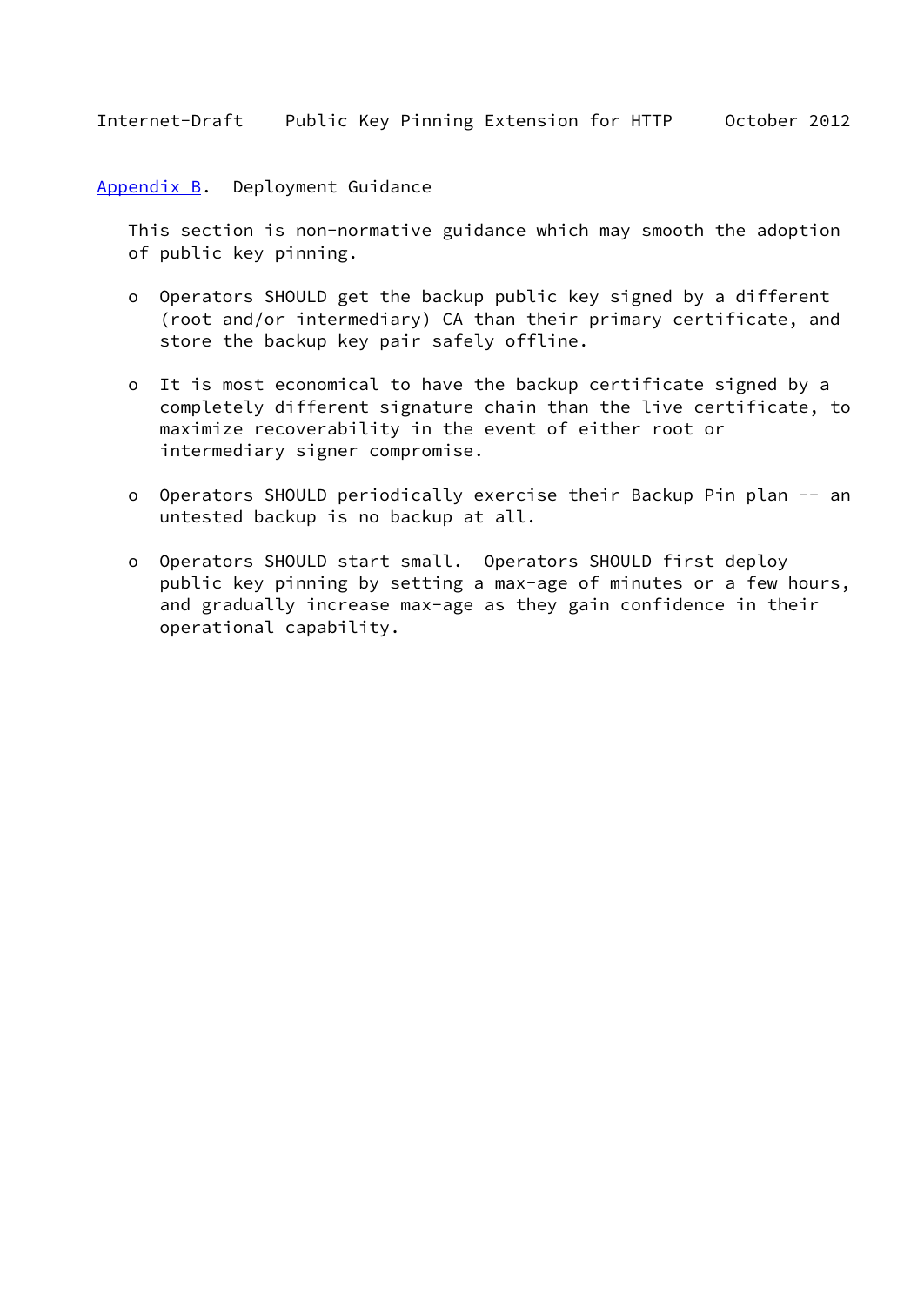## Appendix B. Deployment Guidance

This section is non-normative guidance which may smooth the adoption of public key pinning.

- Operators SHOULD get the backup public key signed by a different (root and/or intermediary) CA than their primary certificate, and store the backup key pair safely offline.

- It is most economical to have the backup certificate signed by a completely different signature chain than the live certificate, to maximize recoverability in the event of either root or intermediary signer compromise.

- Operators SHOULD periodically exercise their Backup Pin plan -- an untested backup is no backup at all.

- Operators SHOULD start small. Operators SHOULD first deploy public key pinning by setting a max-age of minutes or a few hours, and gradually increase max-age as they gain confidence in their operational capability.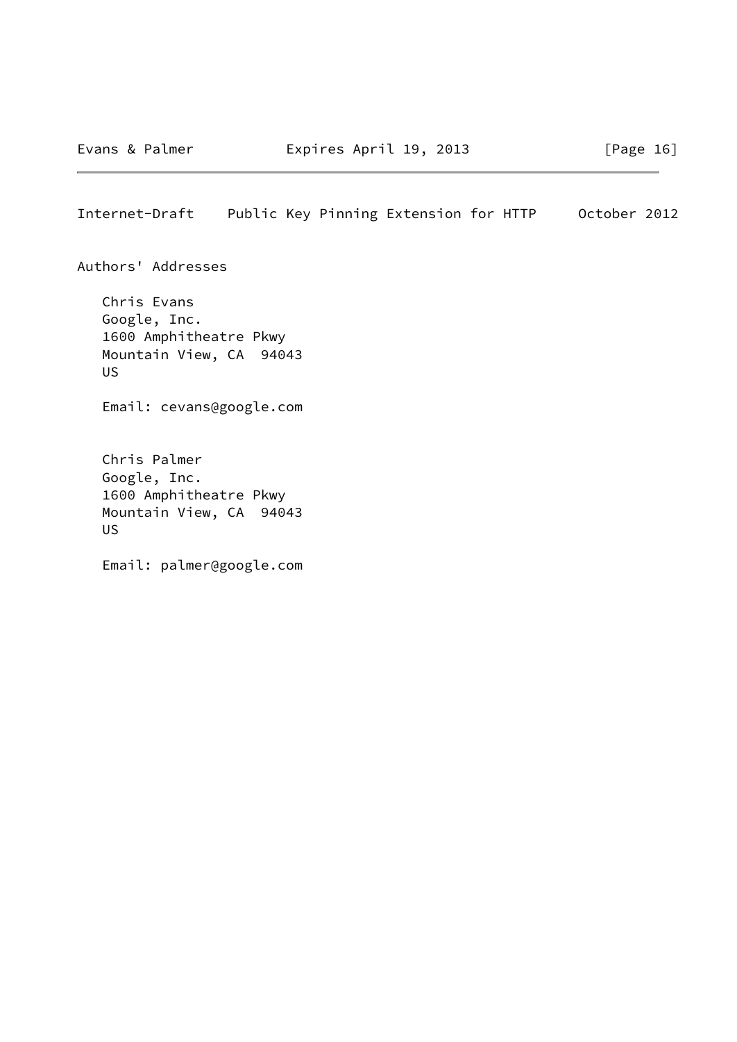# Authors' Addresses

Chris Evans
Google, Inc.
1600 Amphitheatre Pkwy
Mountain View, CA  94043
US

Email: cevans@google.com

Chris Palmer
Google, Inc.
1600 Amphitheatre Pkwy
Mountain View, CA  94043
US

Email: palmer@google.com